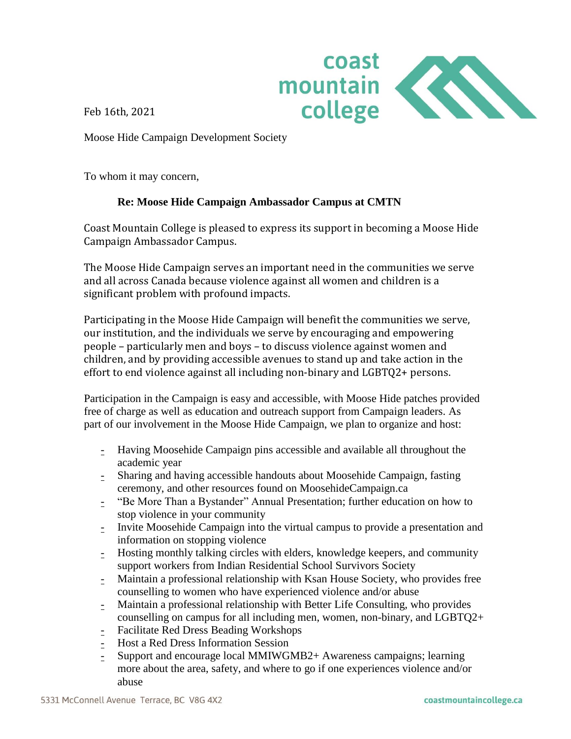Feb 16th, 2021

Moose Hide Campaign Development Society

To whom it may concern,

**Re: Moose Hide Campaign Ambassador Campus at CMTN**

Coast Mountain College is pleased to express its support in becoming a Moose Hide Campaign Ambassador Campus.

The Moose Hide Campaign serves an important need in the communities we serve and all across Canada because violence against all women and children is a significant problem with profound impacts.

Participating in the Moose Hide Campaign will benefit the communities we serve, our institution, and the individuals we serve by encouraging and empowering people – particularly men and boys – to discuss violence against women and children, and by providing accessible avenues to stand up and take action in the effort to end violence against all including non-binary and LGBTQ2+ persons.

Participation in the Campaign is easy and accessible, with Moose Hide patches provided free of charge as well as education and outreach support from Campaign leaders. As part of our involvement in the Moose Hide Campaign, we plan to organize and host:

- Having Moosehide Campaign pins accessible and available all throughout the academic year
- Sharing and having accessible handouts about Moosehide Campaign, fasting ceremony, and other resources found on MoosehideCampaign.ca
- "Be More Than a Bystander" Annual Presentation; further education on how to stop violence in your community
- Invite Moosehide Campaign into the virtual campus to provide a presentation and information on stopping violence
- Hosting monthly talking circles with elders, knowledge keepers, and community support workers from Indian Residential School Survivors Society
- Maintain a professional relationship with Ksan House Society, who provides free counselling to women who have experienced violence and/or abuse
- Maintain a professional relationship with Better Life Consulting, who provides counselling on campus for all including men, women, non-binary, and LGBTQ2+
- Facilitate Red Dress Beading Workshops
- Host a Red Dress Information Session
- Support and encourage local MMIWGMB2+ Awareness campaigns; learning more about the area, safety, and where to go if one experiences violence and/or abuse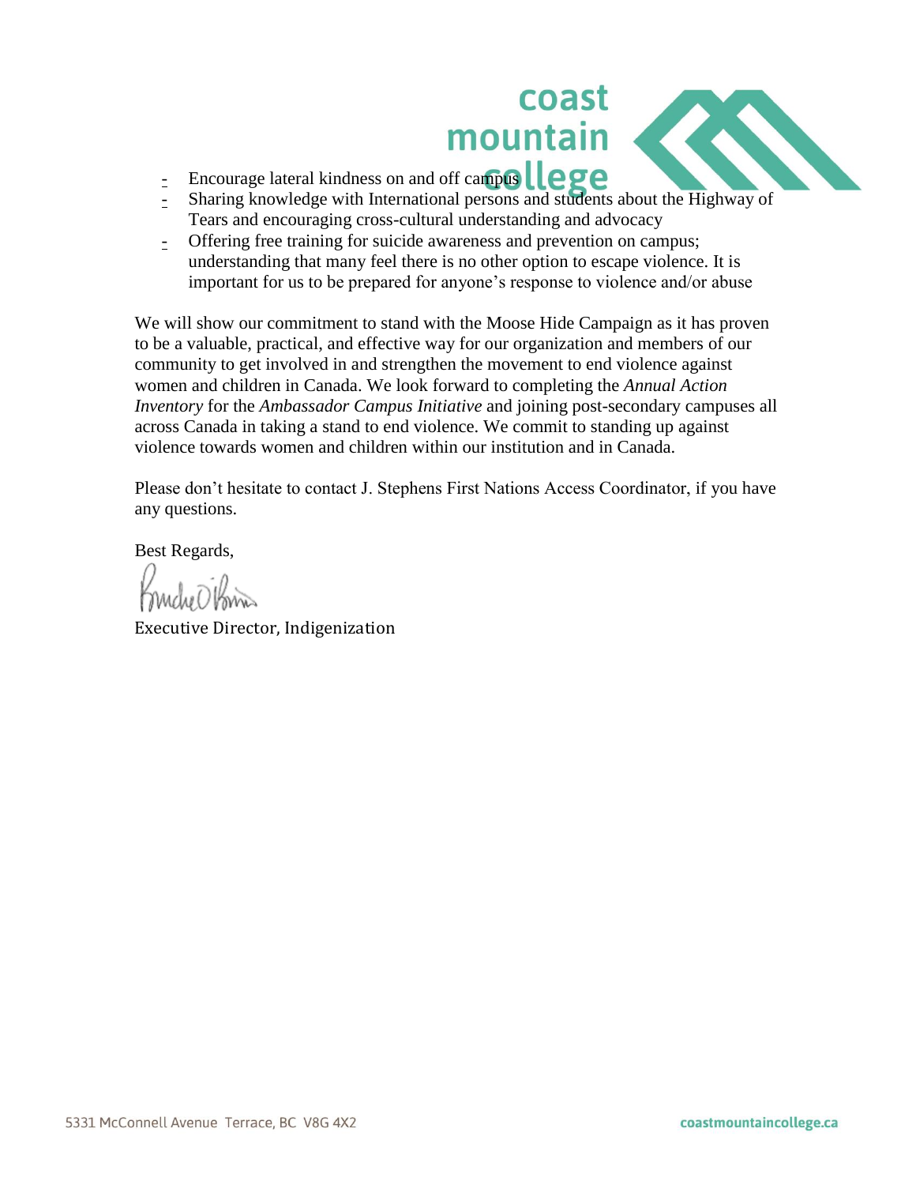- Encourage lateral kindness on and off campus
- Sharing knowledge with International persons and students about the Highway of Tears and encouraging cross-cultural understanding and advocacy
- Offering free training for suicide awareness and prevention on campus; understanding that many feel there is no other option to escape violence. It is important for us to be prepared for anyone's response to violence and/or abuse

We will show our commitment to stand with the Moose Hide Campaign as it has proven to be a valuable, practical, and effective way for our organization and members of our community to get involved in and strengthen the movement to end violence against women and children in Canada. We look forward to completing the *Annual Action Inventory* for the *Ambassador Campus Initiative* and joining post-secondary campuses all across Canada in taking a stand to end violence. We commit to standing up against violence towards women and children within our institution and in Canada.

Please don't hesitate to contact J. Stephens First Nations Access Coordinator, if you have any questions.

Best Regards,

Executive Director, Indigenization